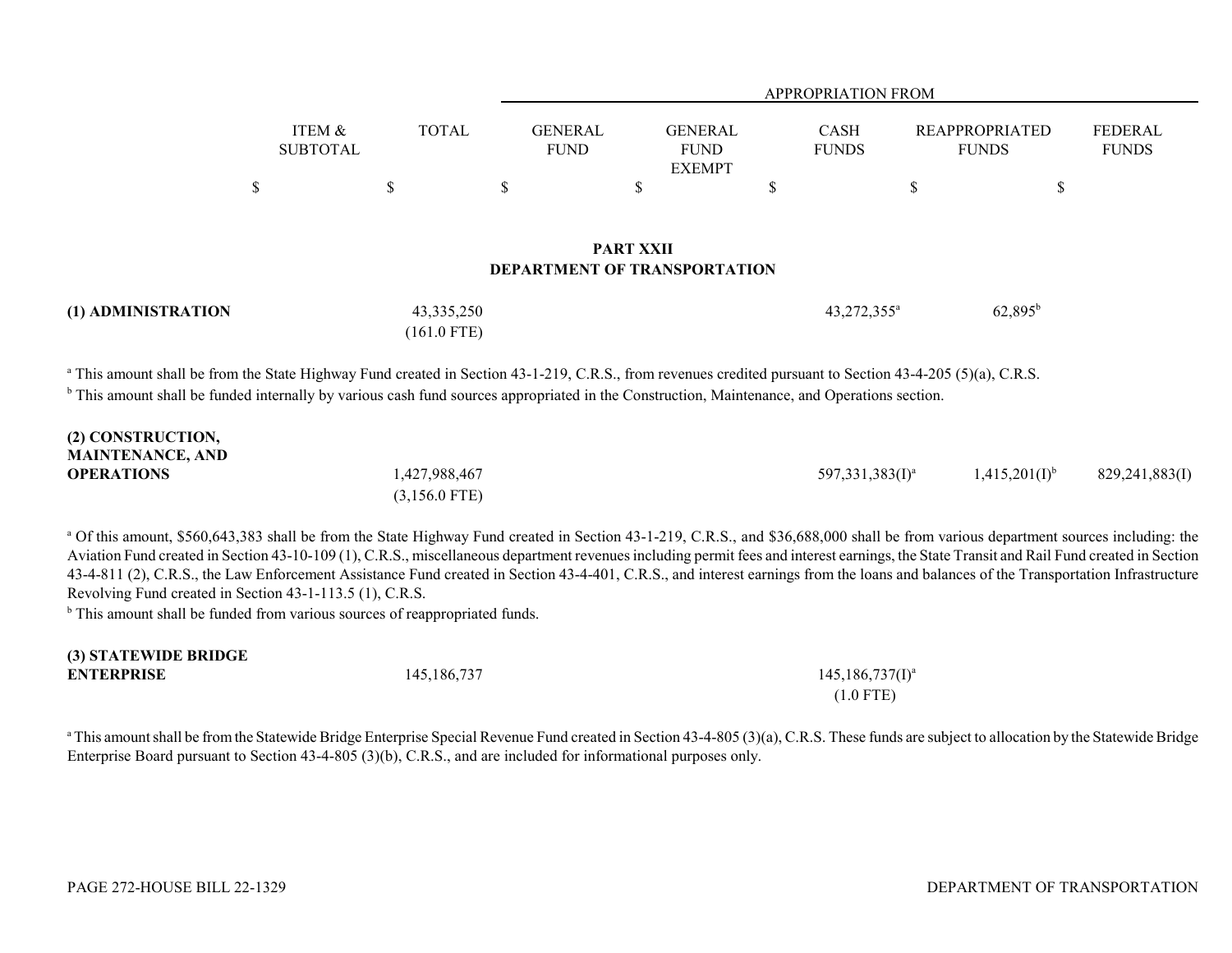| | ITEM & SUBTOTAL | TOTAL | APPROPRIATION FROM | | | | |
|---|---|---|---|---|---|---|---|
| | | | GENERAL FUND | GENERAL FUND EXEMPT | CASH FUNDS | REAPPROPRIATED FUNDS | FEDERAL FUNDS |
| | $ | $ | $ | $ | $ | $ | $ |

## PART XXII
## DEPARTMENT OF TRANSPORTATION

| | ITEM & SUBTOTAL | TOTAL | GENERAL FUND | GENERAL FUND EXEMPT | CASH FUNDS | REAPPROPRIATED FUNDS | FEDERAL FUNDS |
|---|---|---|---|---|---|---|---|
| **(1) ADMINISTRATION** | | 43,335,250 (161.0 FTE) | | | 43,272,355[a] | 62,895[b] | |

[a] This amount shall be from the State Highway Fund created in Section 43-1-219, C.R.S., from revenues credited pursuant to Section 43-4-205 (5)(a), C.R.S.
[b] This amount shall be funded internally by various cash fund sources appropriated in the Construction, Maintenance, and Operations section.

| | ITEM & SUBTOTAL | TOTAL | GENERAL FUND | GENERAL FUND EXEMPT | CASH FUNDS | REAPPROPRIATED FUNDS | FEDERAL FUNDS |
|---|---|---|---|---|---|---|---|
| **(2) CONSTRUCTION, MAINTENANCE, AND OPERATIONS** | 1,427,988,467 (3,156.0 FTE) | | | | 597,331,383(I)[a] | 1,415,201(I)[b] | 829,241,883(I) |

[a] Of this amount, $560,643,383 shall be from the State Highway Fund created in Section 43-1-219, C.R.S., and $36,688,000 shall be from various department sources including: the Aviation Fund created in Section 43-10-109 (1), C.R.S., miscellaneous department revenues including permit fees and interest earnings, the State Transit and Rail Fund created in Section 43-4-811 (2), C.R.S., the Law Enforcement Assistance Fund created in Section 43-4-401, C.R.S., and interest earnings from the loans and balances of the Transportation Infrastructure Revolving Fund created in Section 43-1-113.5 (1), C.R.S.
[b] This amount shall be funded from various sources of reappropriated funds.

| | ITEM & SUBTOTAL | TOTAL | GENERAL FUND | GENERAL FUND EXEMPT | CASH FUNDS | REAPPROPRIATED FUNDS | FEDERAL FUNDS |
|---|---|---|---|---|---|---|---|
| **(3) STATEWIDE BRIDGE ENTERPRISE** | 145,186,737 | | | | 145,186,737(I)[a] (1.0 FTE) | | |

[a] This amount shall be from the Statewide Bridge Enterprise Special Revenue Fund created in Section 43-4-805 (3)(a), C.R.S. These funds are subject to allocation by the Statewide Bridge Enterprise Board pursuant to Section 43-4-805 (3)(b), C.R.S., and are included for informational purposes only.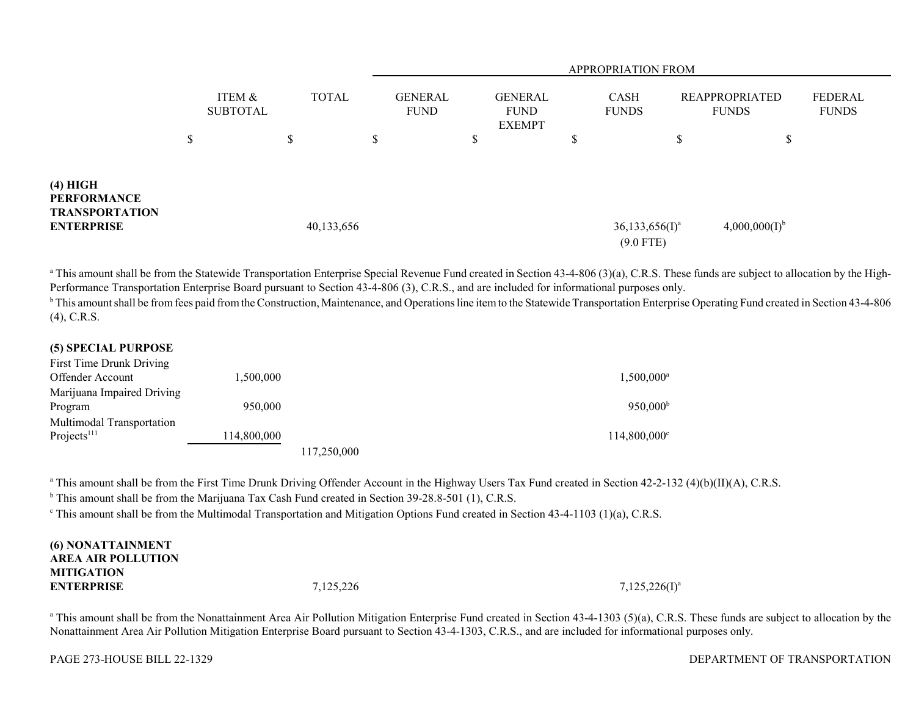| | ITEM & SUBTOTAL | TOTAL | APPROPRIATION FROM | | | | |
|---|---|---|---|---|---|---|---|
| | | | GENERAL FUND | GENERAL FUND EXEMPT | CASH FUNDS | REAPPROPRIATED FUNDS | FEDERAL FUNDS |
| | $ | $ | $ | $ | $ | $ | $ |
| **(4) HIGH PERFORMANCE TRANSPORTATION ENTERPRISE** | | 40,133,656 | | | 36,133,656(I)[a] (9.0 FTE) | 4,000,000(I)[b] | |

[a] This amount shall be from the Statewide Transportation Enterprise Special Revenue Fund created in Section 43-4-806 (3)(a), C.R.S. These funds are subject to allocation by the High-Performance Transportation Enterprise Board pursuant to Section 43-4-806 (3), C.R.S., and are included for informational purposes only.

[b] This amount shall be from fees paid from the Construction, Maintenance, and Operations line item to the Statewide Transportation Enterprise Operating Fund created in Section 43-4-806 (4), C.R.S.

| | ITEM & SUBTOTAL | TOTAL | GENERAL FUND | GENERAL FUND EXEMPT | CASH FUNDS | REAPPROPRIATED FUNDS | FEDERAL FUNDS |
|---|---|---|---|---|---|---|---|
| **(5) SPECIAL PURPOSE** | | | | | | | |
| First Time Drunk Driving Offender Account | 1,500,000 | | | | 1,500,000[a] | | |
| Marijuana Impaired Driving Program | 950,000 | | | | 950,000[b] | | |
| Multimodal Transportation Projects[111] | 114,800,000 | | | | 114,800,000[c] | | |
| | | 117,250,000 | | | | | |

[a] This amount shall be from the First Time Drunk Driving Offender Account in the Highway Users Tax Fund created in Section 42-2-132 (4)(b)(II)(A), C.R.S.

[b] This amount shall be from the Marijuana Tax Cash Fund created in Section 39-28.8-501 (1), C.R.S.

[c] This amount shall be from the Multimodal Transportation and Mitigation Options Fund created in Section 43-4-1103 (1)(a), C.R.S.

| | ITEM & SUBTOTAL | TOTAL | GENERAL FUND | GENERAL FUND EXEMPT | CASH FUNDS | REAPPROPRIATED FUNDS | FEDERAL FUNDS |
|---|---|---|---|---|---|---|---|
| **(6) NONATTAINMENT AREA AIR POLLUTION MITIGATION ENTERPRISE** | | 7,125,226 | | | 7,125,226(I)[a] | | |

[a] This amount shall be from the Nonattainment Area Air Pollution Mitigation Enterprise Fund created in Section 43-4-1303 (5)(a), C.R.S. These funds are subject to allocation by the Nonattainment Area Air Pollution Mitigation Enterprise Board pursuant to Section 43-4-1303, C.R.S., and are included for informational purposes only.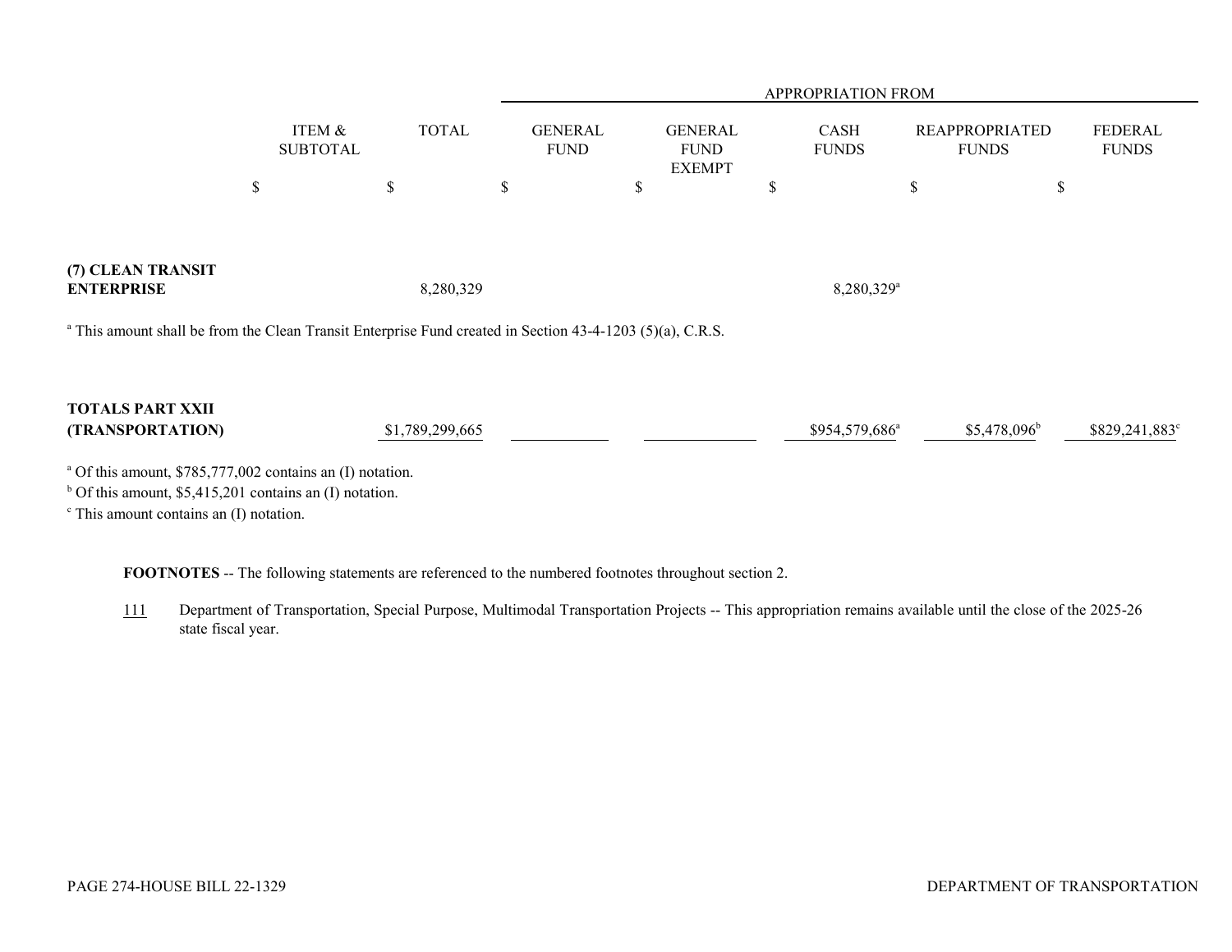| | ITEM & SUBTOTAL | TOTAL | APPROPRIATION FROM GENERAL FUND | GENERAL FUND EXEMPT | CASH FUNDS | REAPPROPRIATED FUNDS | FEDERAL FUNDS |
|---|---|---|---|---|---|---|---|
| | $ | $ | $ | $ | $ | $ | $ |
| **(7) CLEAN TRANSIT ENTERPRISE** | | 8,280,329 | | | 8,280,329[a] | | |

[a] This amount shall be from the Clean Transit Enterprise Fund created in Section 43-4-1203 (5)(a), C.R.S.

| | ITEM & SUBTOTAL | TOTAL | GENERAL FUND | GENERAL FUND EXEMPT | CASH FUNDS | REAPPROPRIATED FUNDS | FEDERAL FUNDS |
|---|---|---|---|---|---|---|---|
| **TOTALS PART XXII (TRANSPORTATION)** | | $1,789,299,665 | | | $954,579,686[a] | $5,478,096[b] | $829,241,883[c] |

[a] Of this amount, $785,777,002 contains an (I) notation.
[b] Of this amount, $5,415,201 contains an (I) notation.
[c] This amount contains an (I) notation.

**FOOTNOTES** -- The following statements are referenced to the numbered footnotes throughout section 2.

111 Department of Transportation, Special Purpose, Multimodal Transportation Projects -- This appropriation remains available until the close of the 2025-26 state fiscal year.